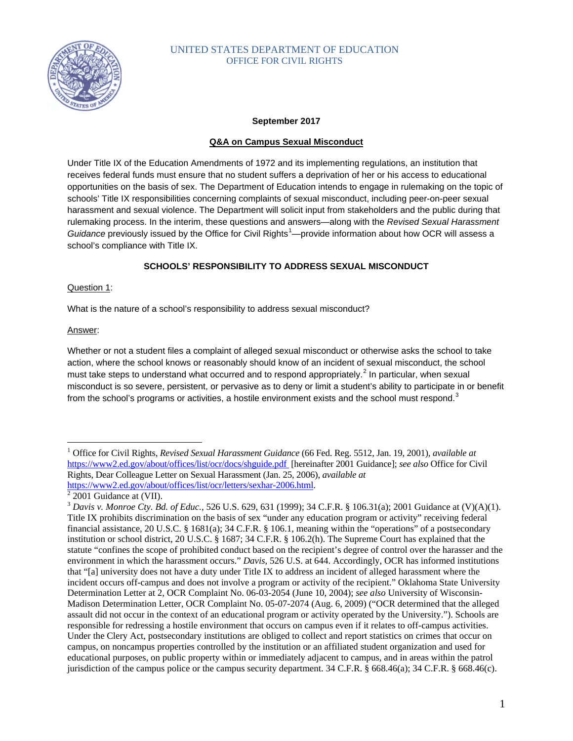UNITED STATES DEPARTMENT OF EDUCATION
OFFICE FOR CIVIL RIGHTS

**September 2017**

# Q&A on Campus Sexual Misconduct

Under Title IX of the Education Amendments of 1972 and its implementing regulations, an institution that receives federal funds must ensure that no student suffers a deprivation of her or his access to educational opportunities on the basis of sex. The Department of Education intends to engage in rulemaking on the topic of schools' Title IX responsibilities concerning complaints of sexual misconduct, including peer-on-peer sexual harassment and sexual violence. The Department will solicit input from stakeholders and the public during that rulemaking process. In the interim, these questions and answers—along with the *Revised Sexual Harassment Guidance* previously issued by the Office for Civil Rights[1]—provide information about how OCR will assess a school's compliance with Title IX.

## SCHOOLS' RESPONSIBILITY TO ADDRESS SEXUAL MISCONDUCT

Question 1:

What is the nature of a school's responsibility to address sexual misconduct?

Answer:

Whether or not a student files a complaint of alleged sexual misconduct or otherwise asks the school to take action, where the school knows or reasonably should know of an incident of sexual misconduct, the school must take steps to understand what occurred and to respond appropriately.[2] In particular, when sexual misconduct is so severe, persistent, or pervasive as to deny or limit a student's ability to participate in or benefit from the school's programs or activities, a hostile environment exists and the school must respond.[3]

---

[1] Office for Civil Rights, *Revised Sexual Harassment Guidance* (66 Fed. Reg. 5512, Jan. 19, 2001), *available at* https://www2.ed.gov/about/offices/list/ocr/docs/shguide.pdf [hereinafter 2001 Guidance]; *see also* Office for Civil Rights, Dear Colleague Letter on Sexual Harassment (Jan. 25, 2006), *available at* https://www2.ed.gov/about/offices/list/ocr/letters/sexhar-2006.html.

[2] 2001 Guidance at (VII).

[3] *Davis v. Monroe Cty. Bd. of Educ.*, 526 U.S. 629, 631 (1999); 34 C.F.R. § 106.31(a); 2001 Guidance at (V)(A)(1). Title IX prohibits discrimination on the basis of sex "under any education program or activity" receiving federal financial assistance, 20 U.S.C. § 1681(a); 34 C.F.R. § 106.1, meaning within the "operations" of a postsecondary institution or school district, 20 U.S.C. § 1687; 34 C.F.R. § 106.2(h). The Supreme Court has explained that the statute "confines the scope of prohibited conduct based on the recipient's degree of control over the harasser and the environment in which the harassment occurs." *Davis*, 526 U.S. at 644. Accordingly, OCR has informed institutions that "[a] university does not have a duty under Title IX to address an incident of alleged harassment where the incident occurs off-campus and does not involve a program or activity of the recipient." Oklahoma State University Determination Letter at 2, OCR Complaint No. 06-03-2054 (June 10, 2004); *see also* University of Wisconsin-Madison Determination Letter, OCR Complaint No. 05-07-2074 (Aug. 6, 2009) ("OCR determined that the alleged assault did not occur in the context of an educational program or activity operated by the University."). Schools are responsible for redressing a hostile environment that occurs on campus even if it relates to off-campus activities. Under the Clery Act, postsecondary institutions are obliged to collect and report statistics on crimes that occur on campus, on noncampus properties controlled by the institution or an affiliated student organization and used for educational purposes, on public property within or immediately adjacent to campus, and in areas within the patrol jurisdiction of the campus police or the campus security department. 34 C.F.R. § 668.46(a); 34 C.F.R. § 668.46(c).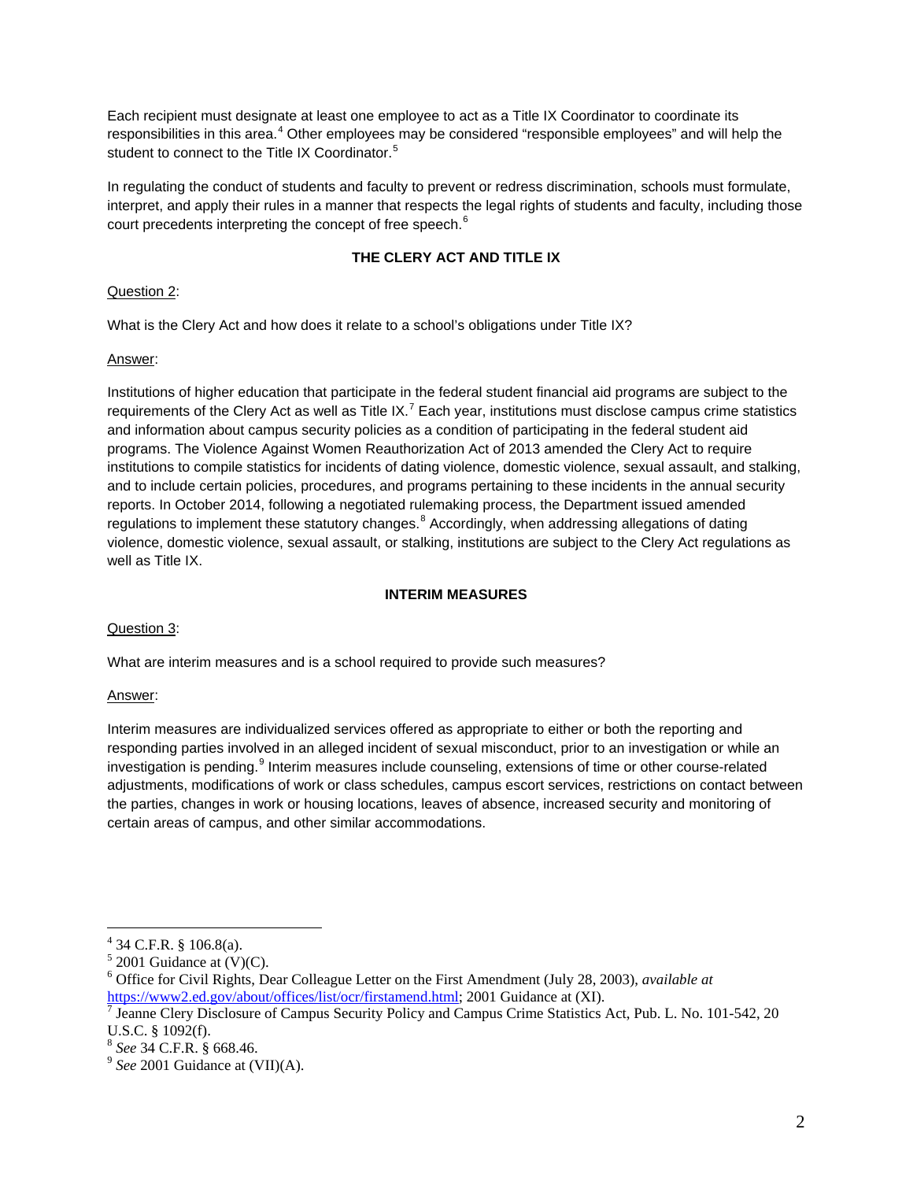Each recipient must designate at least one employee to act as a Title IX Coordinator to coordinate its responsibilities in this area.[4] Other employees may be considered "responsible employees" and will help the student to connect to the Title IX Coordinator.[5]

In regulating the conduct of students and faculty to prevent or redress discrimination, schools must formulate, interpret, and apply their rules in a manner that respects the legal rights of students and faculty, including those court precedents interpreting the concept of free speech.[6]

## THE CLERY ACT AND TITLE IX

Question 2:

What is the Clery Act and how does it relate to a school's obligations under Title IX?

Answer:

Institutions of higher education that participate in the federal student financial aid programs are subject to the requirements of the Clery Act as well as Title IX.[7] Each year, institutions must disclose campus crime statistics and information about campus security policies as a condition of participating in the federal student aid programs. The Violence Against Women Reauthorization Act of 2013 amended the Clery Act to require institutions to compile statistics for incidents of dating violence, domestic violence, sexual assault, and stalking, and to include certain policies, procedures, and programs pertaining to these incidents in the annual security reports. In October 2014, following a negotiated rulemaking process, the Department issued amended regulations to implement these statutory changes.[8] Accordingly, when addressing allegations of dating violence, domestic violence, sexual assault, or stalking, institutions are subject to the Clery Act regulations as well as Title IX.

## INTERIM MEASURES

Question 3:

What are interim measures and is a school required to provide such measures?

Answer:

Interim measures are individualized services offered as appropriate to either or both the reporting and responding parties involved in an alleged incident of sexual misconduct, prior to an investigation or while an investigation is pending.[9] Interim measures include counseling, extensions of time or other course-related adjustments, modifications of work or class schedules, campus escort services, restrictions on contact between the parties, changes in work or housing locations, leaves of absence, increased security and monitoring of certain areas of campus, and other similar accommodations.

---

[4] 34 C.F.R. § 106.8(a).

[5] 2001 Guidance at (V)(C).

[6] Office for Civil Rights, Dear Colleague Letter on the First Amendment (July 28, 2003), *available at* https://www2.ed.gov/about/offices/list/ocr/firstamend.html; 2001 Guidance at (XI).

[7] Jeanne Clery Disclosure of Campus Security Policy and Campus Crime Statistics Act, Pub. L. No. 101-542, 20 U.S.C. § 1092(f).

[8] *See* 34 C.F.R. § 668.46.

[9] *See* 2001 Guidance at (VII)(A).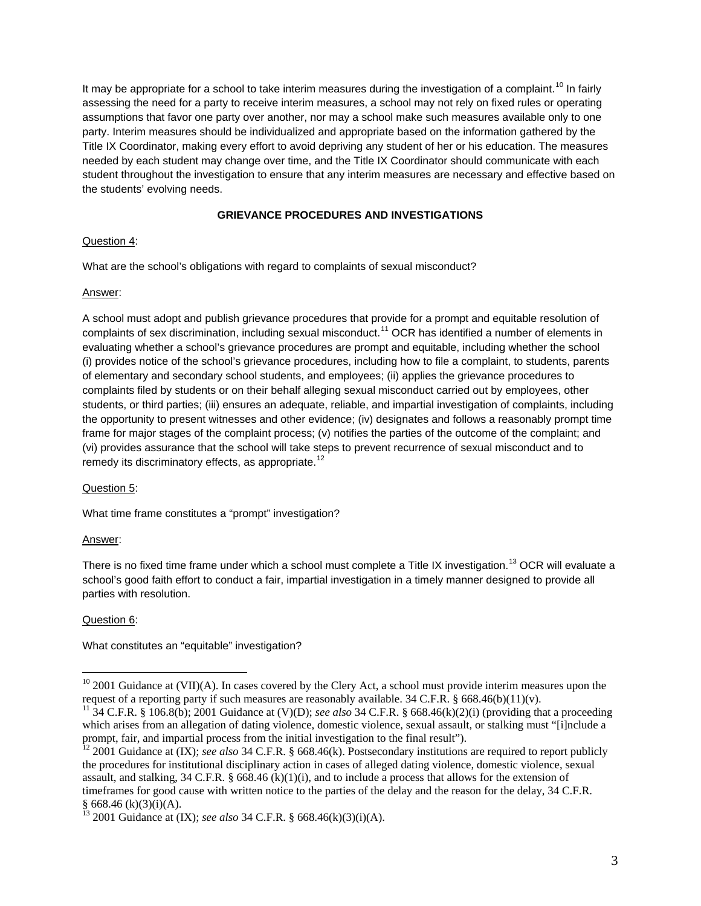It may be appropriate for a school to take interim measures during the investigation of a complaint.[10] In fairly assessing the need for a party to receive interim measures, a school may not rely on fixed rules or operating assumptions that favor one party over another, nor may a school make such measures available only to one party. Interim measures should be individualized and appropriate based on the information gathered by the Title IX Coordinator, making every effort to avoid depriving any student of her or his education. The measures needed by each student may change over time, and the Title IX Coordinator should communicate with each student throughout the investigation to ensure that any interim measures are necessary and effective based on the students' evolving needs.

**GRIEVANCE PROCEDURES AND INVESTIGATIONS**

Question 4:

What are the school's obligations with regard to complaints of sexual misconduct?

Answer:

A school must adopt and publish grievance procedures that provide for a prompt and equitable resolution of complaints of sex discrimination, including sexual misconduct.[11] OCR has identified a number of elements in evaluating whether a school's grievance procedures are prompt and equitable, including whether the school (i) provides notice of the school's grievance procedures, including how to file a complaint, to students, parents of elementary and secondary school students, and employees; (ii) applies the grievance procedures to complaints filed by students or on their behalf alleging sexual misconduct carried out by employees, other students, or third parties; (iii) ensures an adequate, reliable, and impartial investigation of complaints, including the opportunity to present witnesses and other evidence; (iv) designates and follows a reasonably prompt time frame for major stages of the complaint process; (v) notifies the parties of the outcome of the complaint; and (vi) provides assurance that the school will take steps to prevent recurrence of sexual misconduct and to remedy its discriminatory effects, as appropriate.[12]

Question 5:

What time frame constitutes a "prompt" investigation?

Answer:

There is no fixed time frame under which a school must complete a Title IX investigation.[13] OCR will evaluate a school's good faith effort to conduct a fair, impartial investigation in a timely manner designed to provide all parties with resolution.

Question 6:

What constitutes an "equitable" investigation?

---

[10] 2001 Guidance at (VII)(A). In cases covered by the Clery Act, a school must provide interim measures upon the request of a reporting party if such measures are reasonably available. 34 C.F.R. § 668.46(b)(11)(v).

[11] 34 C.F.R. § 106.8(b); 2001 Guidance at (V)(D); *see also* 34 C.F.R. § 668.46(k)(2)(i) (providing that a proceeding which arises from an allegation of dating violence, domestic violence, sexual assault, or stalking must "[i]nclude a prompt, fair, and impartial process from the initial investigation to the final result").

[12] 2001 Guidance at (IX); *see also* 34 C.F.R. § 668.46(k). Postsecondary institutions are required to report publicly the procedures for institutional disciplinary action in cases of alleged dating violence, domestic violence, sexual assault, and stalking, 34 C.F.R. § 668.46 (k)(1)(i), and to include a process that allows for the extension of timeframes for good cause with written notice to the parties of the delay and the reason for the delay, 34 C.F.R. § 668.46 (k)(3)(i)(A).

[13] 2001 Guidance at (IX); *see also* 34 C.F.R. § 668.46(k)(3)(i)(A).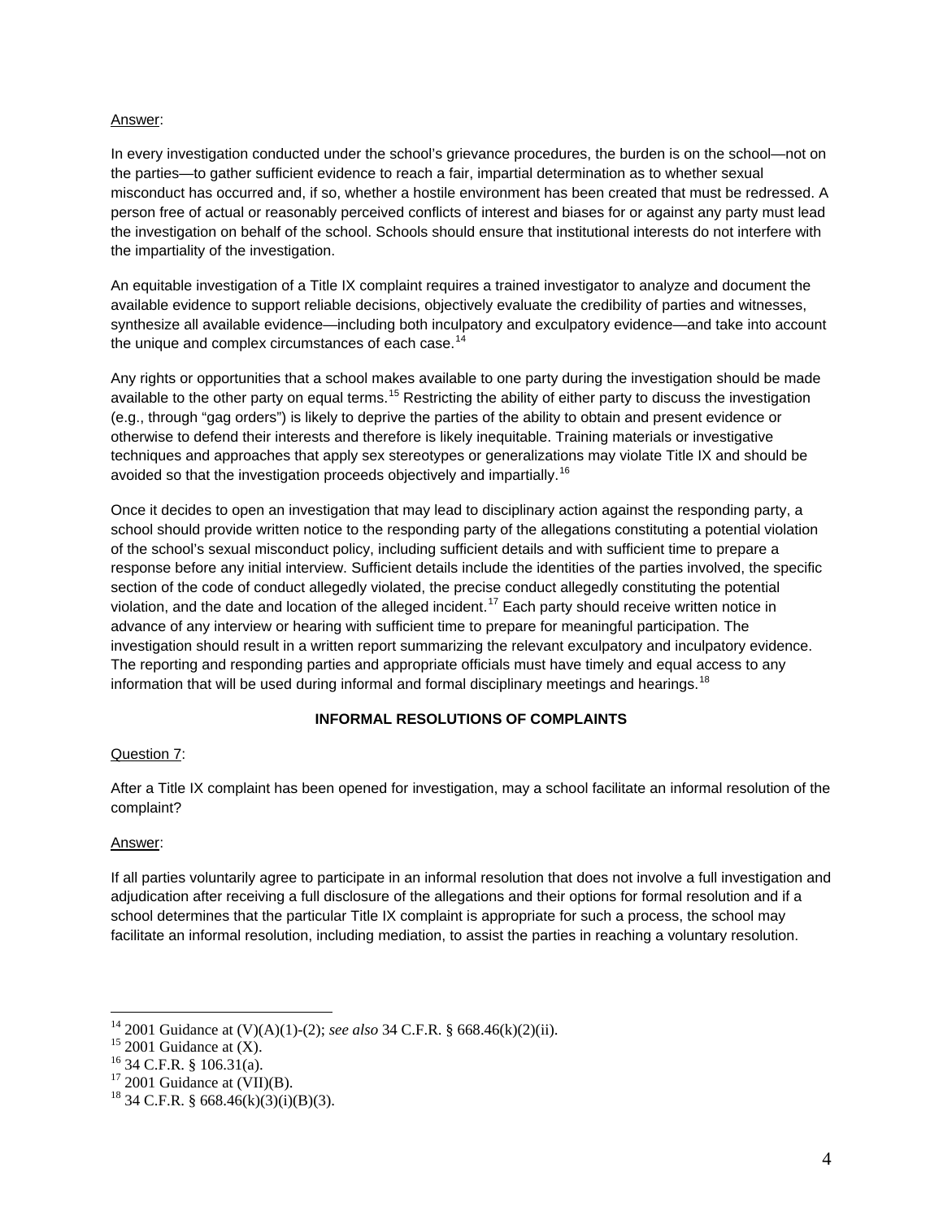Answer:

In every investigation conducted under the school's grievance procedures, the burden is on the school—not on the parties—to gather sufficient evidence to reach a fair, impartial determination as to whether sexual misconduct has occurred and, if so, whether a hostile environment has been created that must be redressed. A person free of actual or reasonably perceived conflicts of interest and biases for or against any party must lead the investigation on behalf of the school. Schools should ensure that institutional interests do not interfere with the impartiality of the investigation.

An equitable investigation of a Title IX complaint requires a trained investigator to analyze and document the available evidence to support reliable decisions, objectively evaluate the credibility of parties and witnesses, synthesize all available evidence—including both inculpatory and exculpatory evidence—and take into account the unique and complex circumstances of each case.[14]

Any rights or opportunities that a school makes available to one party during the investigation should be made available to the other party on equal terms.[15] Restricting the ability of either party to discuss the investigation (e.g., through "gag orders") is likely to deprive the parties of the ability to obtain and present evidence or otherwise to defend their interests and therefore is likely inequitable. Training materials or investigative techniques and approaches that apply sex stereotypes or generalizations may violate Title IX and should be avoided so that the investigation proceeds objectively and impartially.[16]

Once it decides to open an investigation that may lead to disciplinary action against the responding party, a school should provide written notice to the responding party of the allegations constituting a potential violation of the school's sexual misconduct policy, including sufficient details and with sufficient time to prepare a response before any initial interview. Sufficient details include the identities of the parties involved, the specific section of the code of conduct allegedly violated, the precise conduct allegedly constituting the potential violation, and the date and location of the alleged incident.[17] Each party should receive written notice in advance of any interview or hearing with sufficient time to prepare for meaningful participation. The investigation should result in a written report summarizing the relevant exculpatory and inculpatory evidence. The reporting and responding parties and appropriate officials must have timely and equal access to any information that will be used during informal and formal disciplinary meetings and hearings.[18]

## INFORMAL RESOLUTIONS OF COMPLAINTS

Question 7:

After a Title IX complaint has been opened for investigation, may a school facilitate an informal resolution of the complaint?

Answer:

If all parties voluntarily agree to participate in an informal resolution that does not involve a full investigation and adjudication after receiving a full disclosure of the allegations and their options for formal resolution and if a school determines that the particular Title IX complaint is appropriate for such a process, the school may facilitate an informal resolution, including mediation, to assist the parties in reaching a voluntary resolution.

---

[14] 2001 Guidance at (V)(A)(1)-(2); *see also* 34 C.F.R. § 668.46(k)(2)(ii).

[15] 2001 Guidance at (X).

[16] 34 C.F.R. § 106.31(a).

[17] 2001 Guidance at (VII)(B).

[18] 34 C.F.R. § 668.46(k)(3)(i)(B)(3).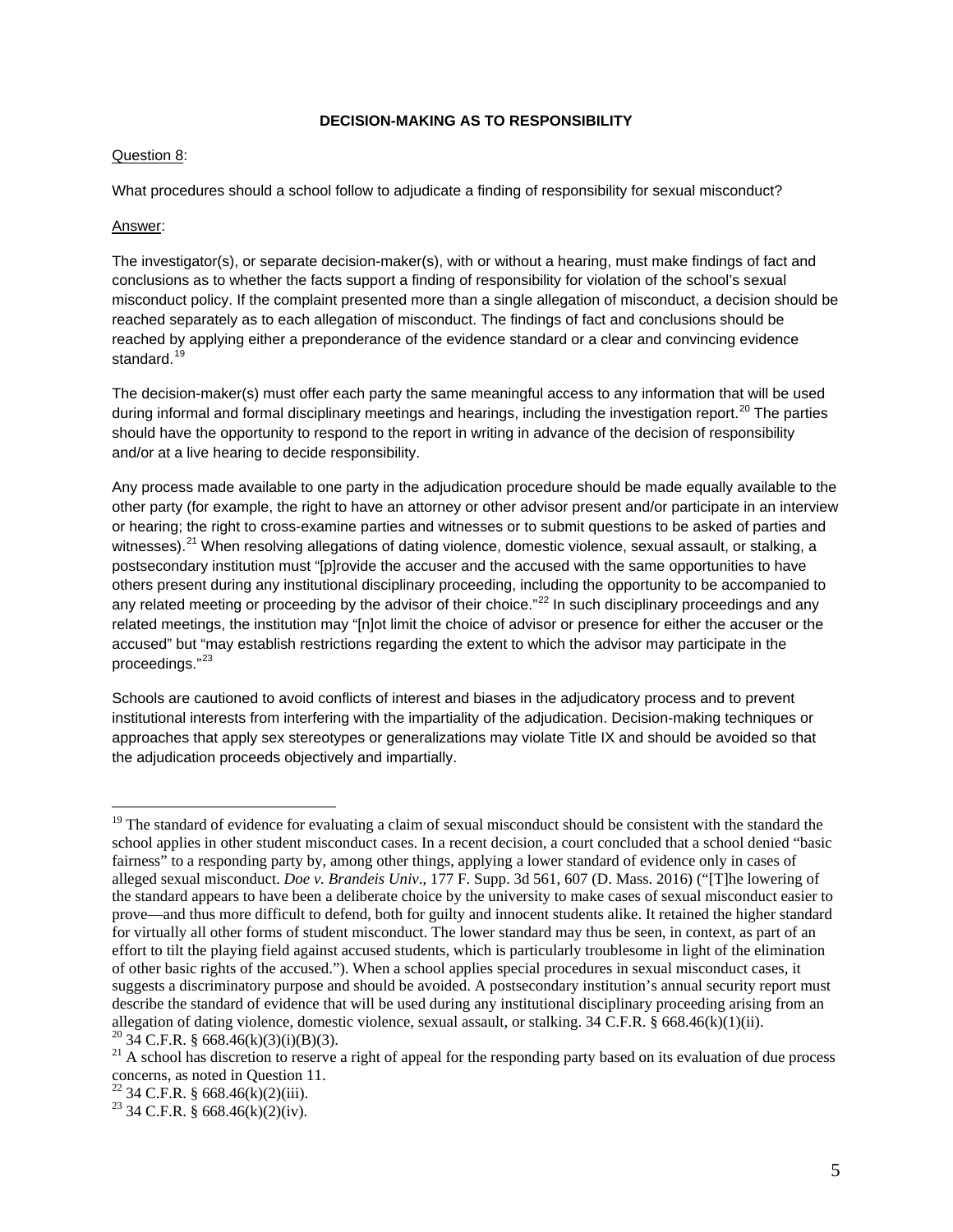**DECISION-MAKING AS TO RESPONSIBILITY**

Question 8:

What procedures should a school follow to adjudicate a finding of responsibility for sexual misconduct?

Answer:

The investigator(s), or separate decision-maker(s), with or without a hearing, must make findings of fact and conclusions as to whether the facts support a finding of responsibility for violation of the school's sexual misconduct policy. If the complaint presented more than a single allegation of misconduct, a decision should be reached separately as to each allegation of misconduct. The findings of fact and conclusions should be reached by applying either a preponderance of the evidence standard or a clear and convincing evidence standard.[19]

The decision-maker(s) must offer each party the same meaningful access to any information that will be used during informal and formal disciplinary meetings and hearings, including the investigation report.[20] The parties should have the opportunity to respond to the report in writing in advance of the decision of responsibility and/or at a live hearing to decide responsibility.

Any process made available to one party in the adjudication procedure should be made equally available to the other party (for example, the right to have an attorney or other advisor present and/or participate in an interview or hearing; the right to cross-examine parties and witnesses or to submit questions to be asked of parties and witnesses).[21] When resolving allegations of dating violence, domestic violence, sexual assault, or stalking, a postsecondary institution must "[p]rovide the accuser and the accused with the same opportunities to have others present during any institutional disciplinary proceeding, including the opportunity to be accompanied to any related meeting or proceeding by the advisor of their choice."[22] In such disciplinary proceedings and any related meetings, the institution may "[n]ot limit the choice of advisor or presence for either the accuser or the accused" but "may establish restrictions regarding the extent to which the advisor may participate in the proceedings."[23]

Schools are cautioned to avoid conflicts of interest and biases in the adjudicatory process and to prevent institutional interests from interfering with the impartiality of the adjudication. Decision-making techniques or approaches that apply sex stereotypes or generalizations may violate Title IX and should be avoided so that the adjudication proceeds objectively and impartially.

---

[19] The standard of evidence for evaluating a claim of sexual misconduct should be consistent with the standard the school applies in other student misconduct cases. In a recent decision, a court concluded that a school denied "basic fairness" to a responding party by, among other things, applying a lower standard of evidence only in cases of alleged sexual misconduct. *Doe v. Brandeis Univ*., 177 F. Supp. 3d 561, 607 (D. Mass. 2016) ("[T]he lowering of the standard appears to have been a deliberate choice by the university to make cases of sexual misconduct easier to prove—and thus more difficult to defend, both for guilty and innocent students alike. It retained the higher standard for virtually all other forms of student misconduct. The lower standard may thus be seen, in context, as part of an effort to tilt the playing field against accused students, which is particularly troublesome in light of the elimination of other basic rights of the accused."). When a school applies special procedures in sexual misconduct cases, it suggests a discriminatory purpose and should be avoided. A postsecondary institution's annual security report must describe the standard of evidence that will be used during any institutional disciplinary proceeding arising from an allegation of dating violence, domestic violence, sexual assault, or stalking. 34 C.F.R. § 668.46(k)(1)(ii).

[20] 34 C.F.R. § 668.46(k)(3)(i)(B)(3).

[21] A school has discretion to reserve a right of appeal for the responding party based on its evaluation of due process concerns, as noted in Question 11.

[22] 34 C.F.R. § 668.46(k)(2)(iii).

[23] 34 C.F.R. § 668.46(k)(2)(iv).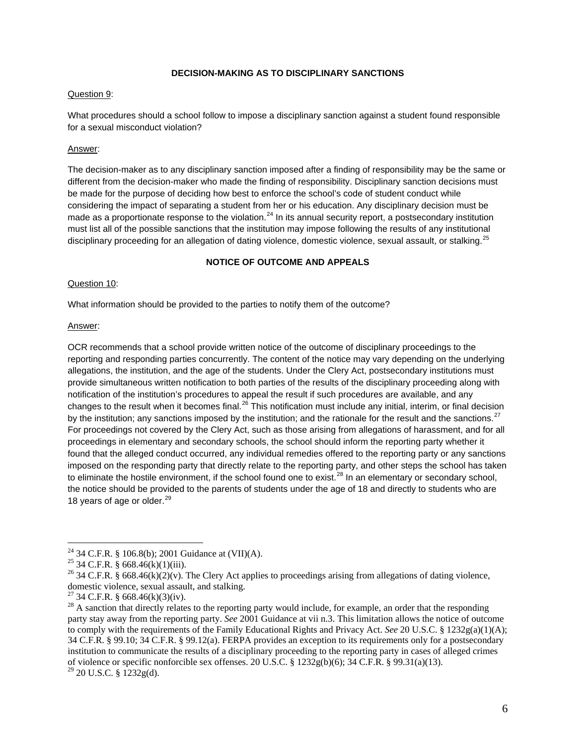### DECISION-MAKING AS TO DISCIPLINARY SANCTIONS

Question 9:

What procedures should a school follow to impose a disciplinary sanction against a student found responsible for a sexual misconduct violation?

Answer:

The decision-maker as to any disciplinary sanction imposed after a finding of responsibility may be the same or different from the decision-maker who made the finding of responsibility. Disciplinary sanction decisions must be made for the purpose of deciding how best to enforce the school's code of student conduct while considering the impact of separating a student from her or his education. Any disciplinary decision must be made as a proportionate response to the violation.[24] In its annual security report, a postsecondary institution must list all of the possible sanctions that the institution may impose following the results of any institutional disciplinary proceeding for an allegation of dating violence, domestic violence, sexual assault, or stalking.[25]

### NOTICE OF OUTCOME AND APPEALS

Question 10:

What information should be provided to the parties to notify them of the outcome?

Answer:

OCR recommends that a school provide written notice of the outcome of disciplinary proceedings to the reporting and responding parties concurrently. The content of the notice may vary depending on the underlying allegations, the institution, and the age of the students. Under the Clery Act, postsecondary institutions must provide simultaneous written notification to both parties of the results of the disciplinary proceeding along with notification of the institution's procedures to appeal the result if such procedures are available, and any changes to the result when it becomes final.[26] This notification must include any initial, interim, or final decision by the institution; any sanctions imposed by the institution; and the rationale for the result and the sanctions.[27] For proceedings not covered by the Clery Act, such as those arising from allegations of harassment, and for all proceedings in elementary and secondary schools, the school should inform the reporting party whether it found that the alleged conduct occurred, any individual remedies offered to the reporting party or any sanctions imposed on the responding party that directly relate to the reporting party, and other steps the school has taken to eliminate the hostile environment, if the school found one to exist.[28] In an elementary or secondary school, the notice should be provided to the parents of students under the age of 18 and directly to students who are 18 years of age or older.[29]

---

[24] 34 C.F.R. § 106.8(b); 2001 Guidance at (VII)(A).

[25] 34 C.F.R. § 668.46(k)(1)(iii).

[26] 34 C.F.R. § 668.46(k)(2)(v). The Clery Act applies to proceedings arising from allegations of dating violence, domestic violence, sexual assault, and stalking.

[27] 34 C.F.R. § 668.46(k)(3)(iv).

[28] A sanction that directly relates to the reporting party would include, for example, an order that the responding party stay away from the reporting party. *See* 2001 Guidance at vii n.3. This limitation allows the notice of outcome to comply with the requirements of the Family Educational Rights and Privacy Act. *See* 20 U.S.C. § 1232g(a)(1)(A); 34 C.F.R. § 99.10; 34 C.F.R. § 99.12(a). FERPA provides an exception to its requirements only for a postsecondary institution to communicate the results of a disciplinary proceeding to the reporting party in cases of alleged crimes of violence or specific nonforcible sex offenses. 20 U.S.C. § 1232g(b)(6); 34 C.F.R. § 99.31(a)(13).

[29] 20 U.S.C. § 1232g(d).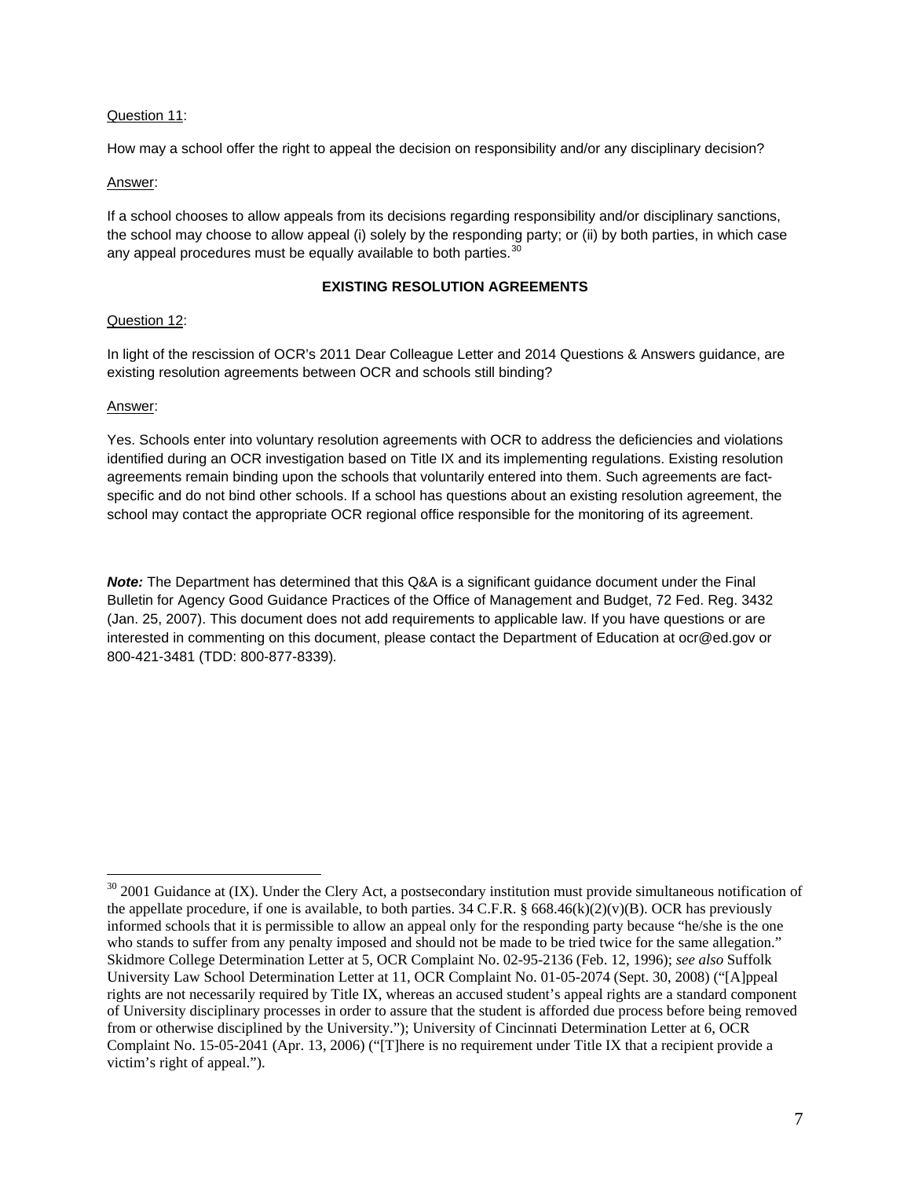Question 11:

How may a school offer the right to appeal the decision on responsibility and/or any disciplinary decision?

Answer:

If a school chooses to allow appeals from its decisions regarding responsibility and/or disciplinary sanctions, the school may choose to allow appeal (i) solely by the responding party; or (ii) by both parties, in which case any appeal procedures must be equally available to both parties.[30]

## EXISTING RESOLUTION AGREEMENTS

Question 12:

In light of the rescission of OCR's 2011 Dear Colleague Letter and 2014 Questions & Answers guidance, are existing resolution agreements between OCR and schools still binding?

Answer:

Yes. Schools enter into voluntary resolution agreements with OCR to address the deficiencies and violations identified during an OCR investigation based on Title IX and its implementing regulations. Existing resolution agreements remain binding upon the schools that voluntarily entered into them. Such agreements are fact-specific and do not bind other schools. If a school has questions about an existing resolution agreement, the school may contact the appropriate OCR regional office responsible for the monitoring of its agreement.

***Note:*** The Department has determined that this Q&A is a significant guidance document under the Final Bulletin for Agency Good Guidance Practices of the Office of Management and Budget, 72 Fed. Reg. 3432 (Jan. 25, 2007). This document does not add requirements to applicable law. If you have questions or are interested in commenting on this document, please contact the Department of Education at ocr@ed.gov or 800-421-3481 (TDD: 800-877-8339).

---

[30] 2001 Guidance at (IX). Under the Clery Act, a postsecondary institution must provide simultaneous notification of the appellate procedure, if one is available, to both parties. 34 C.F.R. § 668.46(k)(2)(v)(B). OCR has previously informed schools that it is permissible to allow an appeal only for the responding party because "he/she is the one who stands to suffer from any penalty imposed and should not be made to be tried twice for the same allegation." Skidmore College Determination Letter at 5, OCR Complaint No. 02-95-2136 (Feb. 12, 1996); *see also* Suffolk University Law School Determination Letter at 11, OCR Complaint No. 01-05-2074 (Sept. 30, 2008) ("[A]ppeal rights are not necessarily required by Title IX, whereas an accused student's appeal rights are a standard component of University disciplinary processes in order to assure that the student is afforded due process before being removed from or otherwise disciplined by the University."); University of Cincinnati Determination Letter at 6, OCR Complaint No. 15-05-2041 (Apr. 13, 2006) ("[T]here is no requirement under Title IX that a recipient provide a victim's right of appeal.").